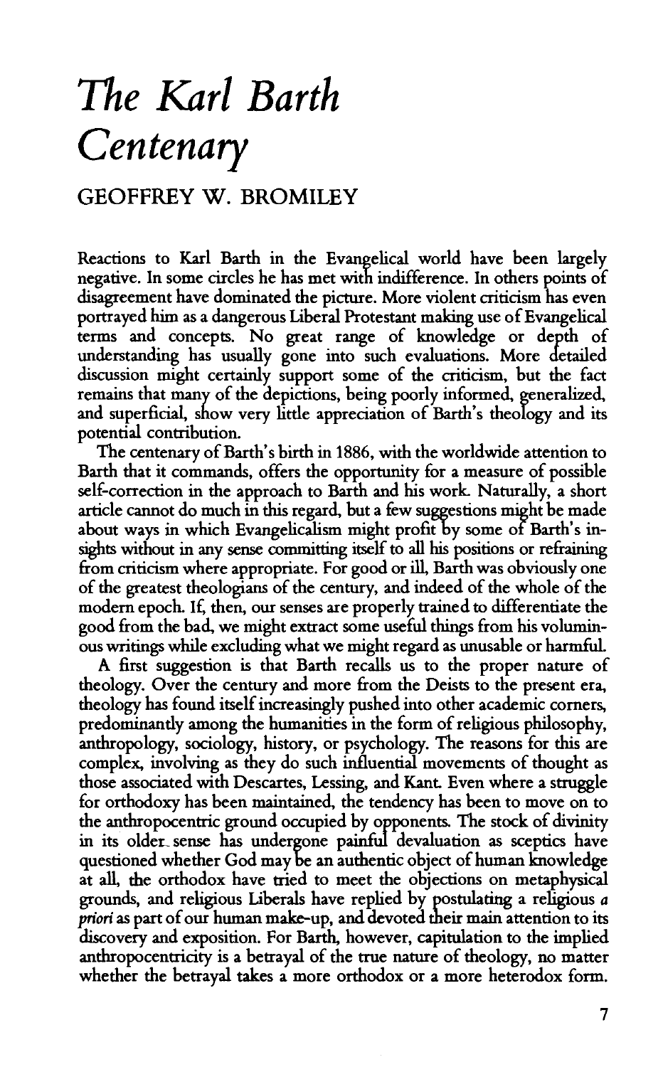# *The Karl Barth Centenary*

## GEOFFREY W. BROMILEY

Reactions to Karl Barth in the Evangelical world have been largely negative. In some circles he has met with indifference. In others points of disagreement have dominated the picture. More violent criticism has even portrayed him as a dangerous Liberal Protestant making use of Evangelical terms and concepts. No great range of knowledge or depth of understanding has usually gone into such evaluations. More detailed discussion might certainly support some of the criticism, but the fact remains that many of the depictions, being poorly informed, generalized, and superficial, show very little appreciation of Barth's theology and its potential contribution.

The centenary of Barth's birth in 1886, with the worldwide attention to Barth that it commands, offers the opportunity for a measure of possible self-correction in the approach to Barth and his work. Naturally, a short article cannot do much in this regard, but a few suggestions might be made about ways in which Evangelicalism might profit by some of Barth's insights without in any sense committing itself to all his positions or refraining from criticism where appropriate. For good or ill, Barth was obviously one of the greatest theologians of the century, and indeed of the whole of the modern epoch. If, then, our senses are properly trained to differentiate the good from the bad, we might extract some useful things from his voluminous writings while excluding what we might regard as unusable or harmful.

A first suggestion is that Barth recalls us to the proper nature of theology. Over the century and more from the Deists to the present era, theology has found itself increasingly pushed into other academic corners, predominantly among the humanities in the form of religious philosophy, anthropology, sociology, history, or psychology. The reasons for this are complex, involving as they do such influential movements of thought as those associated with Descartes, Lessing, and Kant. Even where a struggle for orthodoxy has been maintained, the tendency has been to move on to the anthropocentric ground occupied by opponents. The stock of divinity in its older sense has undergone painful devaluation as sceptics have questioned whether God may be an authentic object of human knowledge at all, the orthodox have tried to meet the objections on metaphysical grounds, and religious Liberals have replied by postulating a religious *a priori* as part of our human make-up, and devoted their main attention to its discovery and exposition. For Barth, however, capitulation to the implied anthropocentricity is a betrayal of the true nature of theology, no matter whether the betrayal takes a more orthodox or a more heterodox form.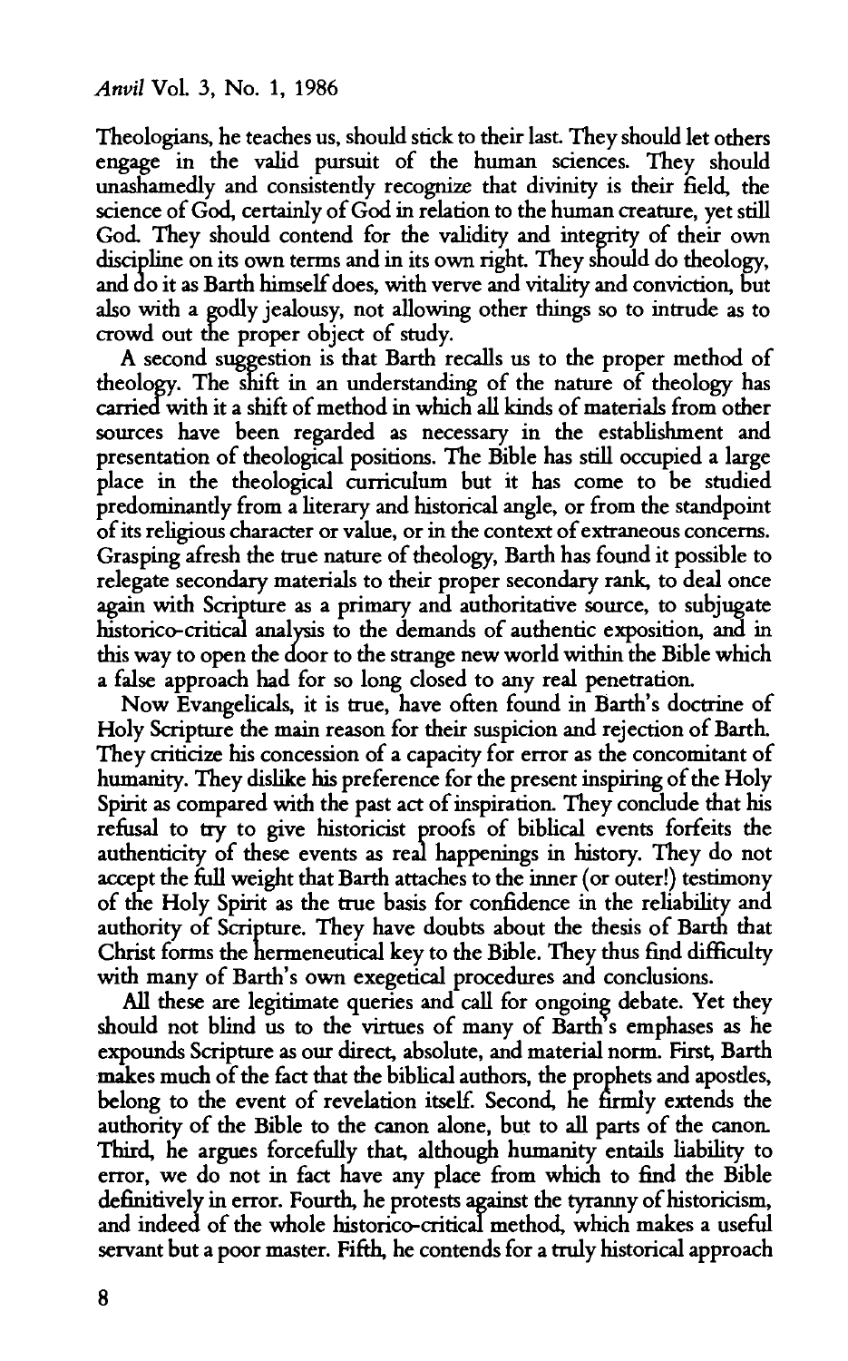Theologians, he teaches us, should stick to their last. They should let others engage in the valid pursuit of the human sciences. They should unashamedly and consistently recognize that divinity is their field, the science of God, certainly of God in relation to the human creature, yet still God. They should contend for the validity and integrity of their own discipline on its own terms and in its own right. They should do theology, and do it as Barth himself does, with verve and vitality and conviction, but also with a godly jealousy, not allowing other things so to intrude as to crowd out the proper object of study.

A second suggestion is that Barth recalls us to the proper method of theology. The shift in an understanding of the nature of theology has carried with it a shift of method in which all kinds of materials from other sources have been regarded as necessary in the establishment and presentation of theological positions. The Bible has still occupied a large place in the theological curriculum but it has come to be studied predominantly from a literary and historical angle, or from the standpoint of its religious character or value, or in the context of extraneous concerns. Grasping afresh the true nature of theology, Barth has found it possible to relegate secondary materials to their proper secondary rank, to deal once again with Scripture as a primary and authoritative source, to subjugate historico-critical analysis to the demands of authentic exposition, and in this way to open the door to the strange new world within the Bible which a false approach had for so long closed to any real penetration.

Now Evangelicals, it is true, have often found in Barth's doctrine of Holy Scripture the main reason for their suspicion and rejection of Barth. They criticize his concession of a capacity for error as the concomitant of humanity. They dislike his preference for the present inspiring of the Holy Spirit as compared with the past act of inspiration. They conclude that his refusal to try to give historicist proofs of biblical events forfeits the authenticity of these events as real happenings in history. They do not accept the full weight that Barth attaches to the inner (or outer!) testimony of the Holy Spirit as the true basis for confidence in the reliability and authority of Scripture. They have doubts about the thesis of Barth that Christ forms the hermeneutical key to the Bible. They thus find difficulty with many of Barth's own exegetical procedures and conclusions.

All these are legitimate queries and call for ongoing debate. Yet they should not blind us to the virtues of many of Barth's emphases as he expounds Scripture as our direct, absolute, and material norm. First, Barth makes much of the fact that the biblical authors, the prophets and apostles, belong to the event of revelation itself. Second, he firmly extends the authority of the Bible to the canon alone, but to all parts of the canon. Third, he argues forcefully that, although humanity entails liability to error, we do not in fact have any place from which to find the Bible definitively in error. Fourth, he protests against the tyranny of historicism, and indeed of the whole historico-critical method, which makes a useful servant but a poor master. Fifth, he contends for a truly historical approach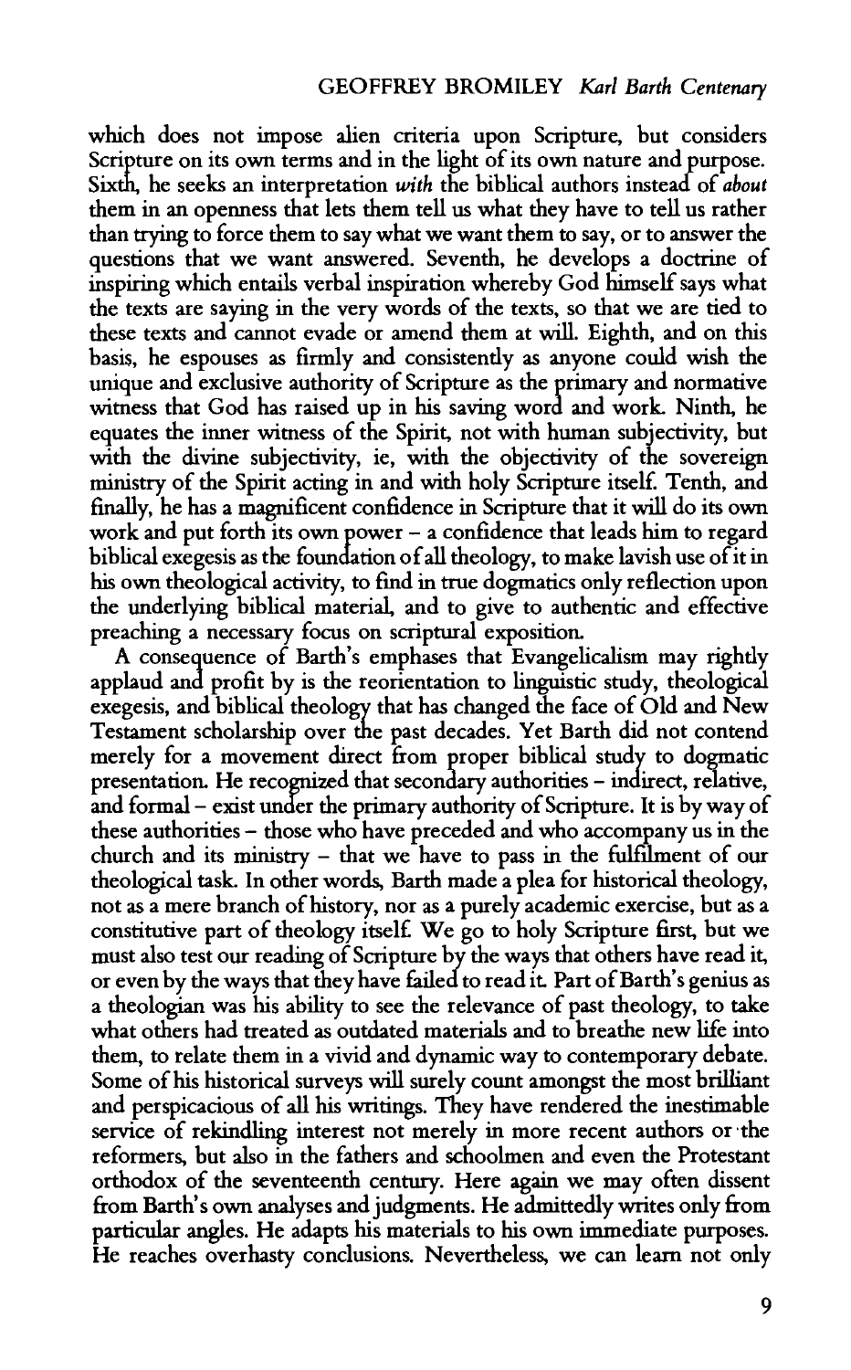which does not impose alien criteria upon Scripture, but considers Scripture on its own terms and in the light of its own nature and purpose. Sixth, he seeks an interpretation *with* the biblical authors instead of *about* them in an openness that lets them tell us what they have to tell us rather than trying to force them to say what we want them to say, or to answer the questions that we want answered. Seventh, he develops a doctrine of inspiring which entails verbal inspiration whereby God himself says what the texts are saying in the very words of the texts, so that we are tied to these texts and cannot evade or amend them at will. Eighth, and on this basis, he espouses as firmly and consistently as anyone could wish the unique and exclusive authority of Scripture as the primary and normative witness that God has raised up in his saving word and work. Ninth, he equates the inner witness of the Spirit, not with human subjectivity, but with the divine subjectivity, ie, with the objectivity of the sovereign ministry of the Spirit acting in and with holy Scripture itself. Tenth, and finally, he has a magnificent confidence in Scripture that it will do its own work and put forth its own power – a confidence that leads him to regard biblical exegesis as the foundation of all theology, to make lavish use of it in his own theological activity, to find in true dogmatics only reflection upon the underlying biblical material, and to give to authentic and effective preaching a necessary focus on scriptural exposition.

A consequence of Barth's emphases that Evangelicalism may rightly applaud and profit by is the reorientation to linguistic study, theological exegesis, and biblical theology that has changed the face of Old and New Testament scholarship over the past decades. Yet Barth did not contend merely for a movement direct from proper biblical study to dogmatic presentation. He recognized that secondary authorities – indirect, relative, and formal – exist under the primary authority of Scripture. It is by way of these authorities – those who have preceded and who accompany us in the church and its ministry – that we have to pass in the fulfilment of our theological task. In other words, Barth made a plea for historical theology, not as a mere branch of history, nor as a purely academic exercise, but as a constitutive part of theology itself. We go to holy Scripture first, but we must also test our reading of Scripture by the ways that others have read it, or even by the ways that they have failed to read it. Part of Barth's genius as a theologian was his ability to see the relevance of past theology, to take what others had treated as outdated materials and to breathe new life into them, to relate them in a vivid and dynamic way to contemporary debate. Some of his historical surveys will surely count amongst the most brilliant and perspicacious of all his writings. They have rendered the inestimable service of rekindling interest not merely in more recent authors or the reformers, but also in the fathers and schoolmen and even the Protestant orthodox of the seventeenth century. Here again we may often dissent from Barth's own analyses and judgments. He admittedly writes only from particular angles. He adapts his materials to his own immediate purposes. He reaches overhasty conclusions. Nevertheless, we can learn not only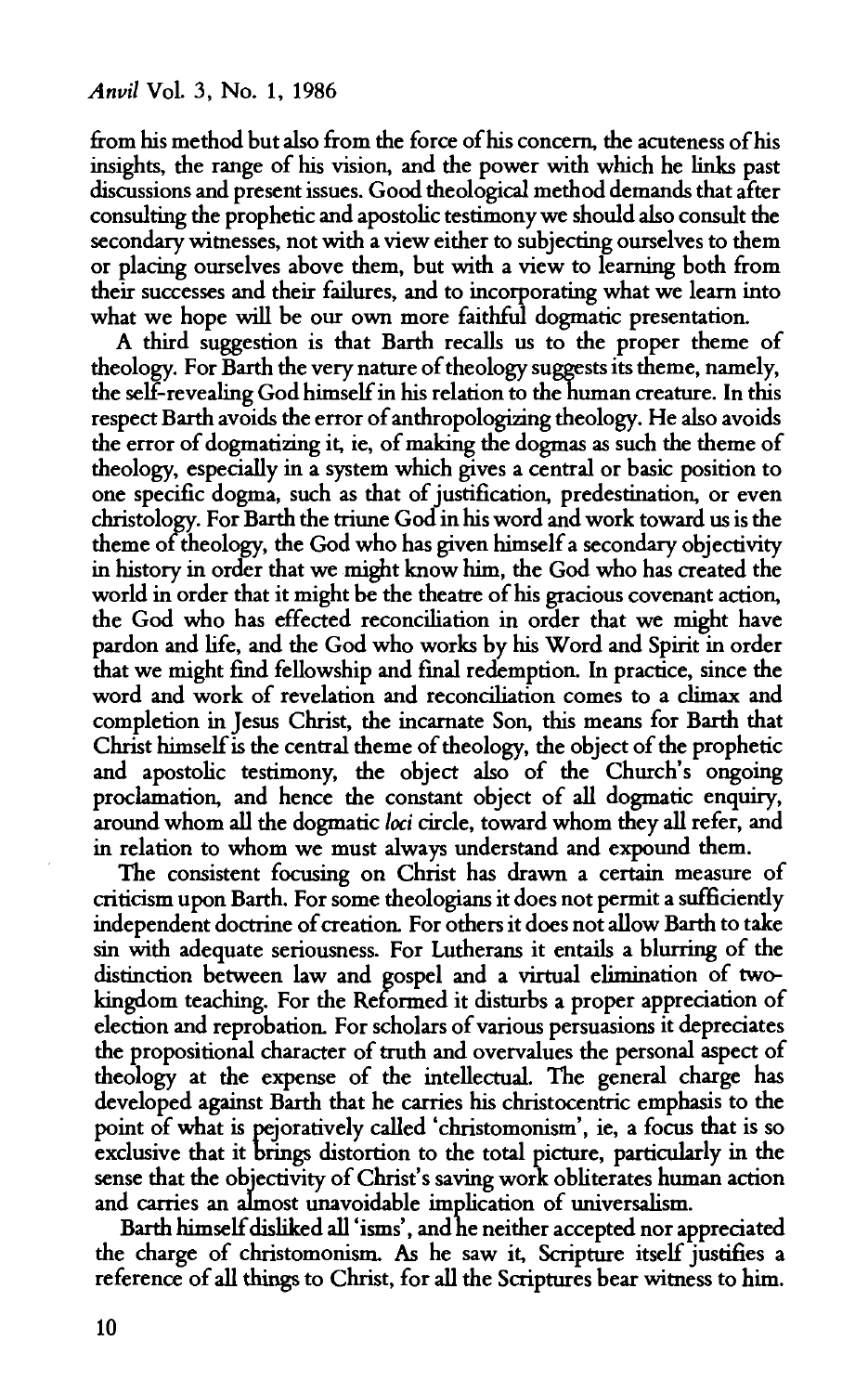from his method but also from the force of his concern, the acuteness of his insights, the range of his vision, and the power with which he links past discussions and present issues. Good theological method demands that after consulting the prophetic and apostolic testimony we should also consult the secondary witnesses, not with a view either to subjecting ourselves to them or placing ourselves above them, but with a view to learning both from their successes and their failures, and to incorporating what we learn into what we hope will be our own more faithful dogmatic presentation.

A third suggestion is that Barth recalls us to the proper theme of theology. For Barth the very nature of theology suggests its theme, namely, the self-revealing God himself in his relation to the human creature. In this respect Barth avoids the error of anthropologizing theology. He also avoids the error of dogmatizing it, ie, of making the dogmas as such the theme of theology, especially in a system which gives a central or basic position to one specific dogma, such as that of justification, predestination, or even christology. For Barth the triune God in his word and work toward us is the theme of theology, the God who has given himself a secondary objectivity in history in order that we might know him, the God who has created the world in order that it might be the theatre of his gracious covenant action, the God who has effected reconciliation in order that we might have pardon and life, and the God who works by his Word and Spirit in order that we might find fellowship and final redemption. In practice, since the word and work of revelation and reconciliation comes to a climax and completion in Jesus Christ, the incarnate Son, this means for Barth that Christ himself is the central theme of theology, the object of the prophetic and apostolic testimony, the object also of the Church's ongoing proclamation, and hence the constant object of all dogmatic enquiry, around whom all the dogmatic *loci* circle, toward whom they all refer, and in relation to whom we must always understand and expound them.

The consistent focusing on Christ has drawn a certain measure of criticism upon Barth. For some theologians it does not permit a sufficiently independent doctrine of creation. For others it does not allow Barth to take sin with adequate seriousness. For Lutherans it entails a blurring of the distinction between law and gospel and a virtual elimination of two-kingdom teaching. For the Reformed it disturbs a proper appreciation of election and reprobation. For scholars of various persuasions it depreciates the propositional character of truth and overvalues the personal aspect of theology at the expense of the intellectual. The general charge has developed against Barth that he carries his christocentric emphasis to the point of what is pejoratively called 'christomonism', ie, a focus that is so exclusive that it brings distortion to the total picture, particularly in the sense that the objectivity of Christ's saving work obliterates human action and carries an almost unavoidable implication of universalism.

Barth himself disliked all 'isms', and he neither accepted nor appreciated the charge of christomonism. As he saw it, Scripture itself justifies a reference of all things to Christ, for all the Scriptures bear witness to him.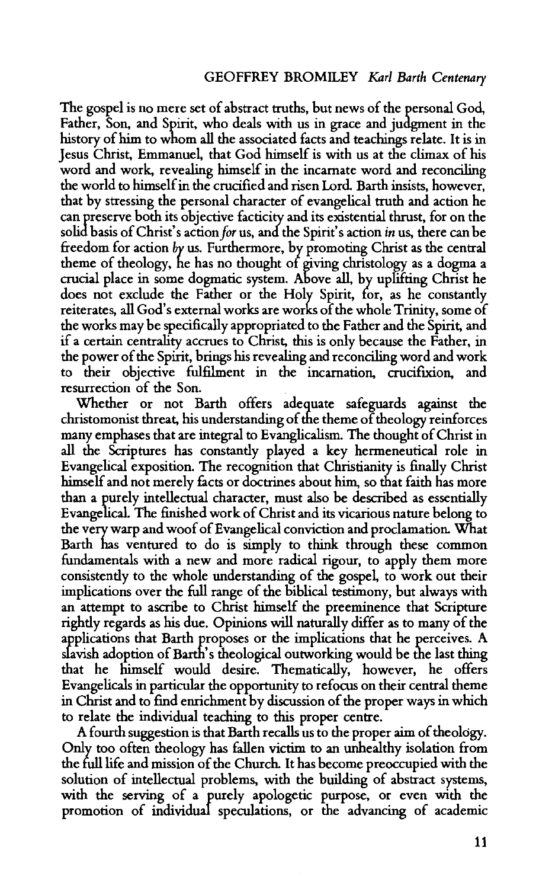The gospel is no mere set of abstract truths, but news of the personal God, Father, Son, and Spirit, who deals with us in grace and judgment in the history of him to whom all the associated facts and teachings relate. It is in Jesus Christ, Emmanuel, that God himself is with us at the climax of his word and work, revealing himself in the incarnate word and reconciling the world to himself in the crucified and risen Lord. Barth insists, however, that by stressing the personal character of evangelical truth and action he can preserve both its objective facticity and its existential thrust, for on the solid basis of Christ's action *for* us, and the Spirit's action *in* us, there can be freedom for action *by* us. Furthermore, by promoting Christ as the central theme of theology, he has no thought of giving christology as a dogma a crucial place in some dogmatic system. Above all, by uplifting Christ he does not exclude the Father or the Holy Spirit, for, as he constantly reiterates, all God's external works are works of the whole Trinity, some of the works may be specifically appropriated to the Father and the Spirit, and if a certain centrality accrues to Christ, this is only because the Father, in the power of the Spirit, brings his revealing and reconciling word and work to their objective fulfilment in the incarnation, crucifixion, and resurrection of the Son.

Whether or not Barth offers adequate safeguards against the christomonist threat, his understanding of the theme of theology reinforces many emphases that are integral to Evanglicalism. The thought of Christ in all the Scriptures has constantly played a key hermeneutical role in Evangelical exposition. The recognition that Christianity is finally Christ himself and not merely facts or doctrines about him, so that faith has more than a purely intellectual character, must also be described as essentially Evangelical. The finished work of Christ and its vicarious nature belong to the very warp and woof of Evangelical conviction and proclamation. What Barth has ventured to do is simply to think through these common fundamentals with a new and more radical rigour, to apply them more consistently to the whole understanding of the gospel, to work out their implications over the full range of the biblical testimony, but always with an attempt to ascribe to Christ himself the preeminence that Scripture rightly regards as his due. Opinions will naturally differ as to many of the applications that Barth proposes or the implications that he perceives. A slavish adoption of Barth's theological outworking would be the last thing that he himself would desire. Thematically, however, he offers Evangelicals in particular the opportunity to refocus on their central theme in Christ and to find enrichment by discussion of the proper ways in which to relate the individual teaching to this proper centre.

A fourth suggestion is that Barth recalls us to the proper aim of theology. Only too often theology has fallen victim to an unhealthy isolation from the full life and mission of the Church. It has become preoccupied with the solution of intellectual problems, with the building of abstract systems, with the serving of a purely apologetic purpose, or even with the promotion of individual speculations, or the advancing of academic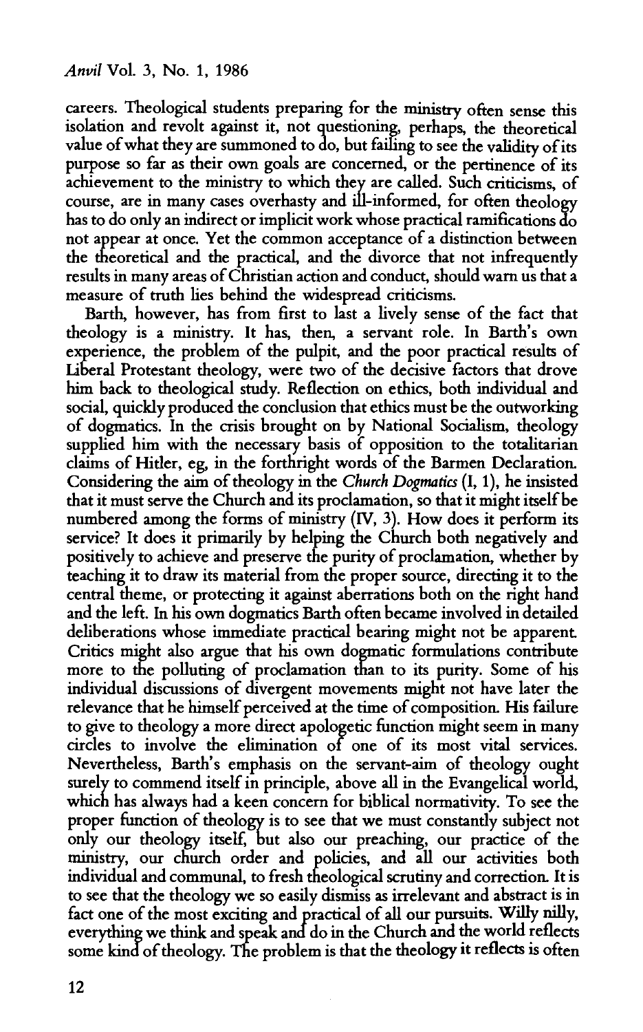careers. Theological students preparing for the ministry often sense this isolation and revolt against it, not questioning, perhaps, the theoretical value of what they are summoned to do, but failing to see the validity of its purpose so far as their own goals are concerned, or the pertinence of its achievement to the ministry to which they are called. Such criticisms, of course, are in many cases overhasty and ill-informed, for often theology has to do only an indirect or implicit work whose practical ramifications do not appear at once. Yet the common acceptance of a distinction between the theoretical and the practical, and the divorce that not infrequently results in many areas of Christian action and conduct, should warn us that a measure of truth lies behind the widespread criticisms.

Barth, however, has from first to last a lively sense of the fact that theology is a ministry. It has, then, a servant role. In Barth's own experience, the problem of the pulpit, and the poor practical results of Liberal Protestant theology, were two of the decisive factors that drove him back to theological study. Reflection on ethics, both individual and social, quickly produced the conclusion that ethics must be the outworking of dogmatics. In the crisis brought on by National Socialism, theology supplied him with the necessary basis of opposition to the totalitarian claims of Hitler, eg, in the forthright words of the Barmen Declaration. Considering the aim of theology in the *Church Dogmatics* (I, 1), he insisted that it must serve the Church and its proclamation, so that it might itself be numbered among the forms of ministry (IV, 3). How does it perform its service? It does it primarily by helping the Church both negatively and positively to achieve and preserve the purity of proclamation, whether by teaching it to draw its material from the proper source, directing it to the central theme, or protecting it against aberrations both on the right hand and the left. In his own dogmatics Barth often became involved in detailed deliberations whose immediate practical bearing might not be apparent. Critics might also argue that his own dogmatic formulations contribute more to the polluting of proclamation than to its purity. Some of his individual discussions of divergent movements might not have later the relevance that he himself perceived at the time of composition. His failure to give to theology a more direct apologetic function might seem in many circles to involve the elimination of one of its most vital services. Nevertheless, Barth's emphasis on the servant-aim of theology ought surely to commend itself in principle, above all in the Evangelical world, which has always had a keen concern for biblical normativity. To see the proper function of theology is to see that we must constantly subject not only our theology itself, but also our preaching, our practice of the ministry, our church order and policies, and all our activities both individual and communal, to fresh theological scrutiny and correction. It is to see that the theology we so easily dismiss as irrelevant and abstract is in fact one of the most exciting and practical of all our pursuits. Willy nilly, everything we think and speak and do in the Church and the world reflects some kind of theology. The problem is that the theology it reflects is often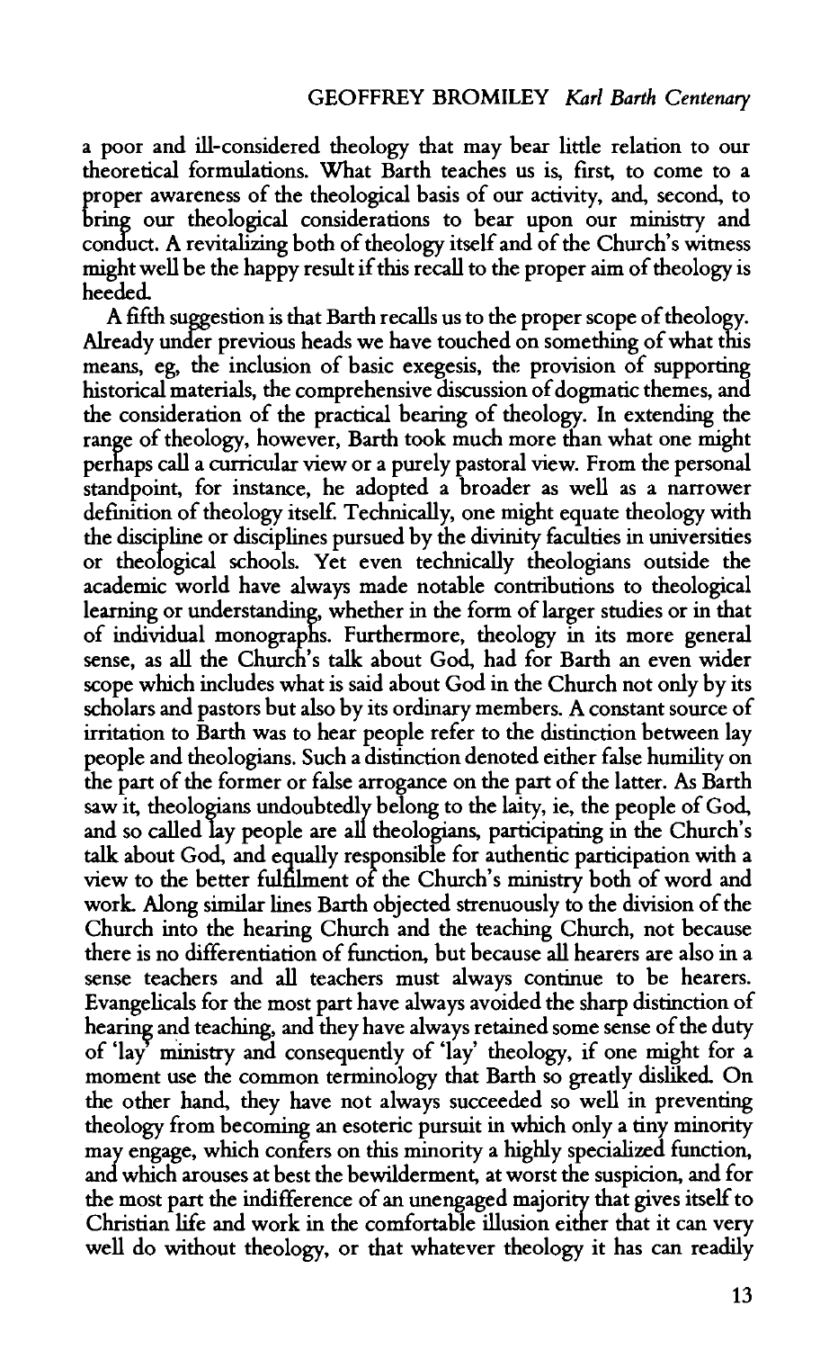a poor and ill-considered theology that may bear little relation to our theoretical formulations. What Barth teaches us is, first, to come to a proper awareness of the theological basis of our activity, and, second, to bring our theological considerations to bear upon our ministry and conduct. A revitalizing both of theology itself and of the Church's witness might well be the happy result if this recall to the proper aim of theology is heeded.

A fifth suggestion is that Barth recalls us to the proper scope of theology. Already under previous heads we have touched on something of what this means, eg, the inclusion of basic exegesis, the provision of supporting historical materials, the comprehensive discussion of dogmatic themes, and the consideration of the practical bearing of theology. In extending the range of theology, however, Barth took much more than what one might perhaps call a curricular view or a purely pastoral view. From the personal standpoint, for instance, he adopted a broader as well as a narrower definition of theology itself. Technically, one might equate theology with the discipline or disciplines pursued by the divinity faculties in universities or theological schools. Yet even technically theologians outside the academic world have always made notable contributions to theological learning or understanding, whether in the form of larger studies or in that of individual monographs. Furthermore, theology in its more general sense, as all the Church's talk about God, had for Barth an even wider scope which includes what is said about God in the Church not only by its scholars and pastors but also by its ordinary members. A constant source of irritation to Barth was to hear people refer to the distinction between lay people and theologians. Such a distinction denoted either false humility on the part of the former or false arrogance on the part of the latter. As Barth saw it, theologians undoubtedly belong to the laity, ie, the people of God, and so called lay people are all theologians, participating in the Church's talk about God, and equally responsible for authentic participation with a view to the better fulfilment of the Church's ministry both of word and work. Along similar lines Barth objected strenuously to the division of the Church into the hearing Church and the teaching Church, not because there is no differentiation of function, but because all hearers are also in a sense teachers and all teachers must always continue to be hearers. Evangelicals for the most part have always avoided the sharp distinction of hearing and teaching, and they have always retained some sense of the duty of 'lay' ministry and consequently of 'lay' theology, if one might for a moment use the common terminology that Barth so greatly disliked. On the other hand, they have not always succeeded so well in preventing theology from becoming an esoteric pursuit in which only a tiny minority may engage, which confers on this minority a highly specialized function, and which arouses at best the bewilderment, at worst the suspicion, and for the most part the indifference of an unengaged majority that gives itself to Christian life and work in the comfortable illusion either that it can very well do without theology, or that whatever theology it has can readily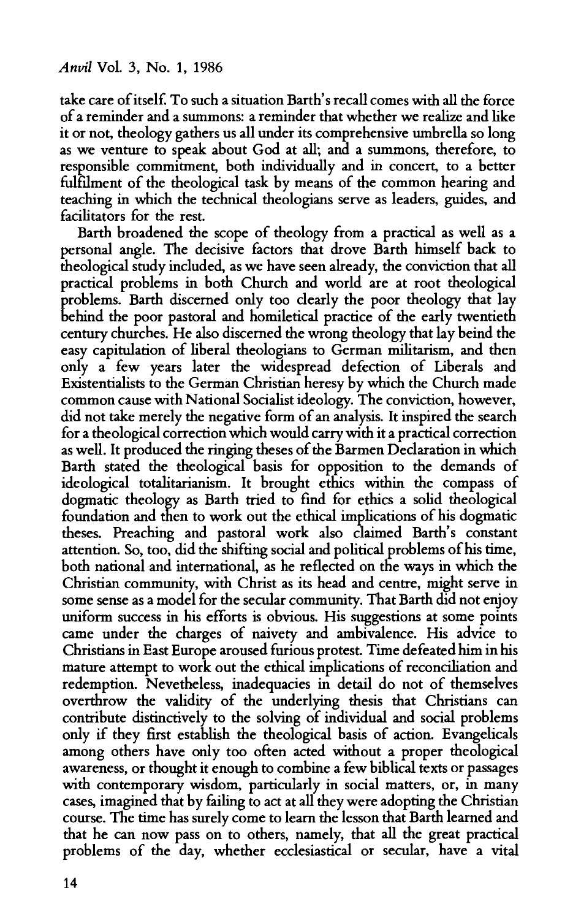take care of itself. To such a situation Barth's recall comes with all the force of a reminder and a summons: a reminder that whether we realize and like it or not, theology gathers us all under its comprehensive umbrella so long as we venture to speak about God at all; and a summons, therefore, to responsible commitment, both individually and in concert, to a better fulfilment of the theological task by means of the common hearing and teaching in which the technical theologians serve as leaders, guides, and facilitators for the rest.

Barth broadened the scope of theology from a practical as well as a personal angle. The decisive factors that drove Barth himself back to theological study included, as we have seen already, the conviction that all practical problems in both Church and world are at root theological problems. Barth discerned only too clearly the poor theology that lay behind the poor pastoral and homiletical practice of the early twentieth century churches. He also discerned the wrong theology that lay beind the easy capitulation of liberal theologians to German militarism, and then only a few years later the widespread defection of Liberals and Existentialists to the German Christian heresy by which the Church made common cause with National Socialist ideology. The conviction, however, did not take merely the negative form of an analysis. It inspired the search for a theological correction which would carry with it a practical correction as well. It produced the ringing theses of the Barmen Declaration in which Barth stated the theological basis for opposition to the demands of ideological totalitarianism. It brought ethics within the compass of dogmatic theology as Barth tried to find for ethics a solid theological foundation and then to work out the ethical implications of his dogmatic theses. Preaching and pastoral work also claimed Barth's constant attention. So, too, did the shifting social and political problems of his time, both national and international, as he reflected on the ways in which the Christian community, with Christ as its head and centre, might serve in some sense as a model for the secular community. That Barth did not enjoy uniform success in his efforts is obvious. His suggestions at some points came under the charges of naivety and ambivalence. His advice to Christians in East Europe aroused furious protest. Time defeated him in his mature attempt to work out the ethical implications of reconciliation and redemption. Nevetheless, inadequacies in detail do not of themselves overthrow the validity of the underlying thesis that Christians can contribute distinctively to the solving of individual and social problems only if they first establish the theological basis of action. Evangelicals among others have only too often acted without a proper theological awareness, or thought it enough to combine a few biblical texts or passages with contemporary wisdom, particularly in social matters, or, in many cases, imagined that by failing to act at all they were adopting the Christian course. The time has surely come to learn the lesson that Barth learned and that he can now pass on to others, namely, that all the great practical problems of the day, whether ecclesiastical or secular, have a vital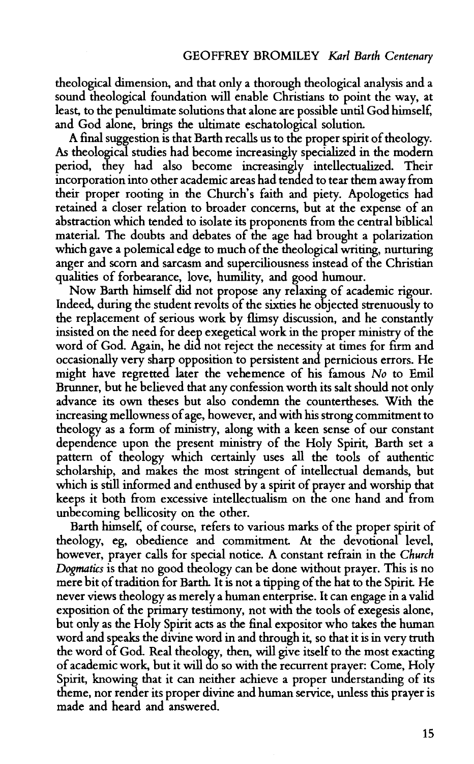theological dimension, and that only a thorough theological analysis and a sound theological foundation will enable Christians to point the way, at least, to the penultimate solutions that alone are possible until God himself, and God alone, brings the ultimate eschatological solution.

A final suggestion is that Barth recalls us to the proper spirit of theology. As theological studies had become increasingly specialized in the modern period, they had also become increasingly intellectualized. Their incorporation into other academic areas had tended to tear them away from their proper rooting in the Church's faith and piety. Apologetics had retained a closer relation to broader concerns, but at the expense of an abstraction which tended to isolate its proponents from the central biblical material. The doubts and debates of the age had brought a polarization which gave a polemical edge to much of the theological writing, nurturing anger and scorn and sarcasm and superciliousness instead of the Christian qualities of forbearance, love, humility, and good humour.

Now Barth himself did not propose any relaxing of academic rigour. Indeed, during the student revolts of the sixties he objected strenuously to the replacement of serious work by flimsy discussion, and he constantly insisted on the need for deep exegetical work in the proper ministry of the word of God. Again, he did not reject the necessity at times for firm and occasionally very sharp opposition to persistent and pernicious errors. He might have regretted later the vehemence of his famous *No* to Emil Brunner, but he believed that any confession worth its salt should not only advance its own theses but also condemn the counterthese. With the increasing mellowness of age, however, and with his strong commitment to theology as a form of ministry, along with a keen sense of our constant dependence upon the present ministry of the Holy Spirit, Barth set a pattern of theology which certainly uses all the tools of authentic scholarship, and makes the most stringent of intellectual demands, but which is still informed and enthused by a spirit of prayer and worship that keeps it both from excessive intellectualism on the one hand and from unbecoming bellicosity on the other.

Barth himself, of course, refers to various marks of the proper spirit of theology, eg, obedience and commitment. At the devotional level, however, prayer calls for special notice. A constant refrain in the *Church Dogmatics* is that no good theology can be done without prayer. This is no mere bit of tradition for Barth. It is not a tipping of the hat to the Spirit. He never views theology as merely a human enterprise. It can engage in a valid exposition of the primary testimony, not with the tools of exegesis alone, but only as the Holy Spirit acts as the final expositor who takes the human word and speaks the divine word in and through it, so that it is in very truth the word of God. Real theology, then, will give itself to the most exacting of academic work, but it will do so with the recurrent prayer: Come, Holy Spirit, knowing that it can neither achieve a proper understanding of its theme, nor render its proper divine and human service, unless this prayer is made and heard and answered.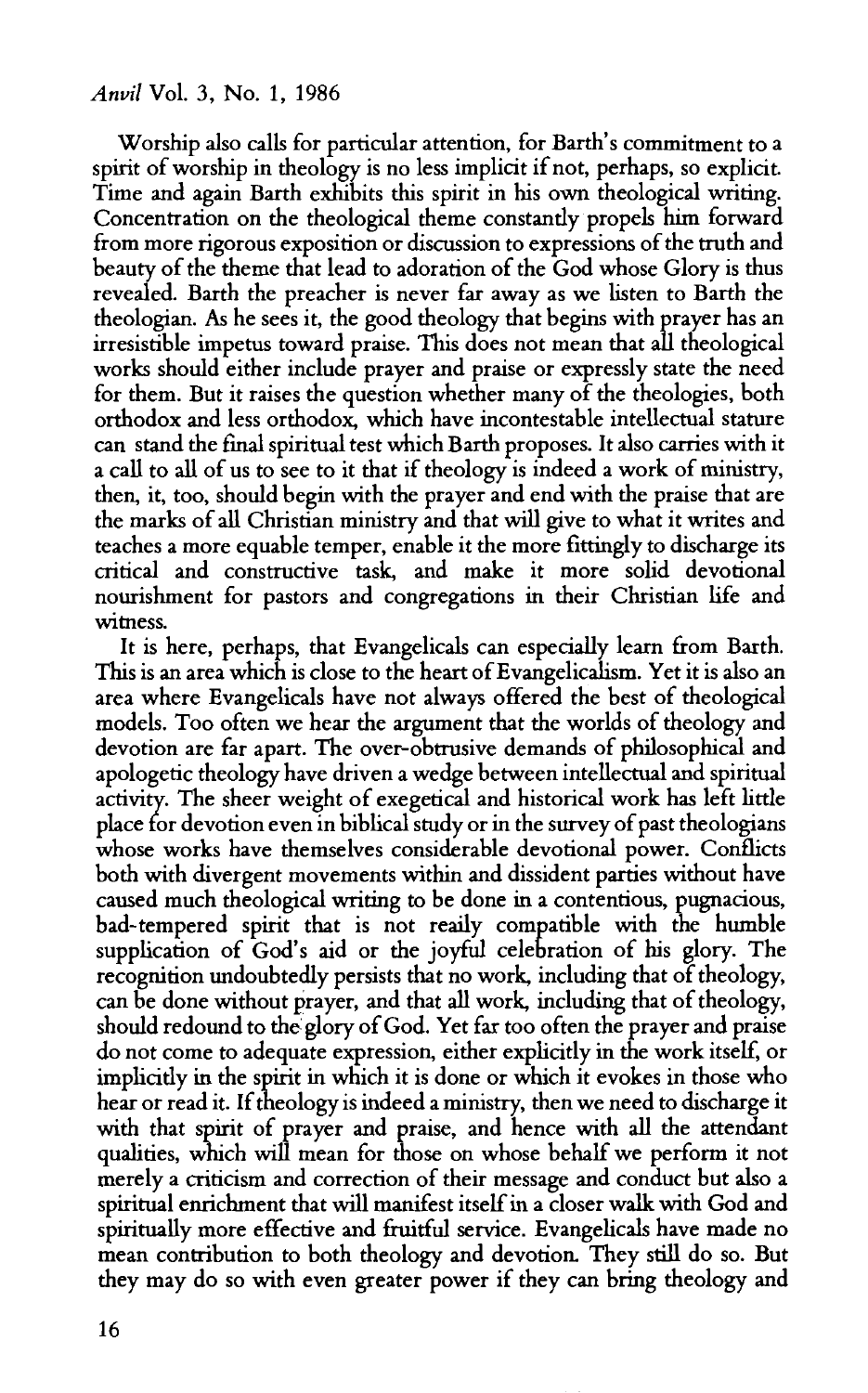Worship also calls for particular attention, for Barth's commitment to a spirit of worship in theology is no less implicit if not, perhaps, so explicit. Time and again Barth exhibits this spirit in his own theological writing. Concentration on the theological theme constantly propels him forward from more rigorous exposition or discussion to expressions of the truth and beauty of the theme that lead to adoration of the God whose Glory is thus revealed. Barth the preacher is never far away as we listen to Barth the theologian. As he sees it, the good theology that begins with prayer has an irresistible impetus toward praise. This does not mean that all theological works should either include prayer and praise or expressly state the need for them. But it raises the question whether many of the theologies, both orthodox and less orthodox, which have incontestable intellectual stature can stand the final spiritual test which Barth proposes. It also carries with it a call to all of us to see to it that if theology is indeed a work of ministry, then, it, too, should begin with the prayer and end with the praise that are the marks of all Christian ministry and that will give to what it writes and teaches a more equable temper, enable it the more fittingly to discharge its critical and constructive task, and make it more solid devotional nourishment for pastors and congregations in their Christian life and witness.

It is here, perhaps, that Evangelicals can especially learn from Barth. This is an area which is close to the heart of Evangelicalism. Yet it is also an area where Evangelicals have not always offered the best of theological models. Too often we hear the argument that the worlds of theology and devotion are far apart. The over-obtrusive demands of philosophical and apologetic theology have driven a wedge between intellectual and spiritual activity. The sheer weight of exegetical and historical work has left little place for devotion even in biblical study or in the survey of past theologians whose works have themselves considerable devotional power. Conflicts both with divergent movements within and dissident parties without have caused much theological writing to be done in a contentious, pugnacious, bad-tempered spirit that is not reaily compatible with the humble supplication of God's aid or the joyful celebration of his glory. The recognition undoubtedly persists that no work, including that of theology, can be done without prayer, and that all work, including that of theology, should redound to the glory of God. Yet far too often the prayer and praise do not come to adequate expression, either explicitly in the work itself, or implicitly in the spirit in which it is done or which it evokes in those who hear or read it. If theology is indeed a ministry, then we need to discharge it with that spirit of prayer and praise, and hence with all the attendant qualities, which will mean for those on whose behalf we perform it not merely a criticism and correction of their message and conduct but also a spiritual enrichment that will manifest itself in a closer walk with God and spiritually more effective and fruitful service. Evangelicals have made no mean contribution to both theology and devotion. They still do so. But they may do so with even greater power if they can bring theology and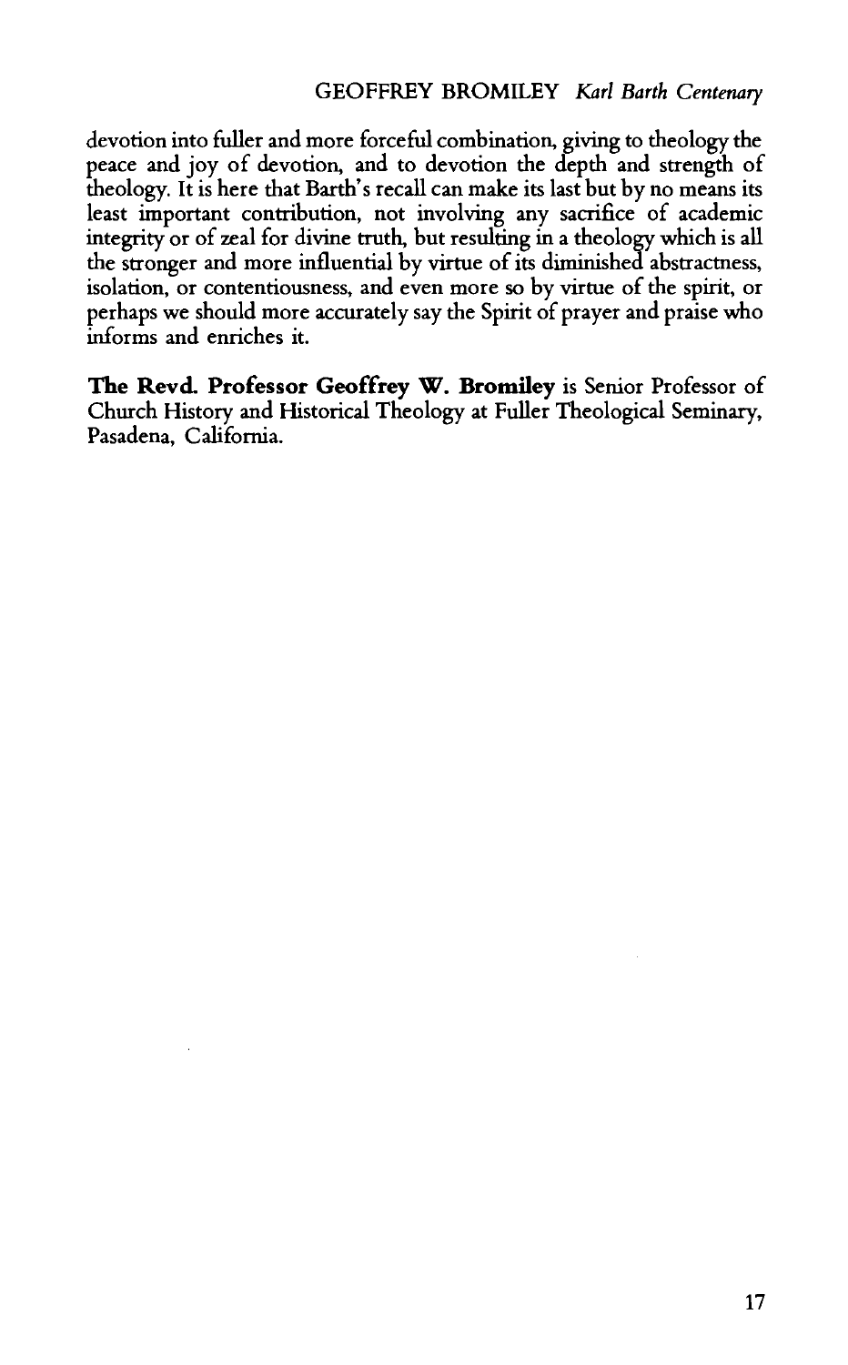devotion into fuller and more forceful combination, giving to theology the peace and joy of devotion, and to devotion the depth and strength of theology. It is here that Barth's recall can make its last but by no means its least important contribution, not involving any sacrifice of academic integrity or of zeal for divine truth, but resulting in a theology which is all the stronger and more influential by virtue of its diminished abstractness, isolation, or contentiousness, and even more so by virtue of the spirit, or perhaps we should more accurately say the Spirit of prayer and praise who informs and enriches it.

**The Revd. Professor Geoffrey W. Bromiley** is Senior Professor of Church History and Historical Theology at Fuller Theological Seminary, Pasadena, California.